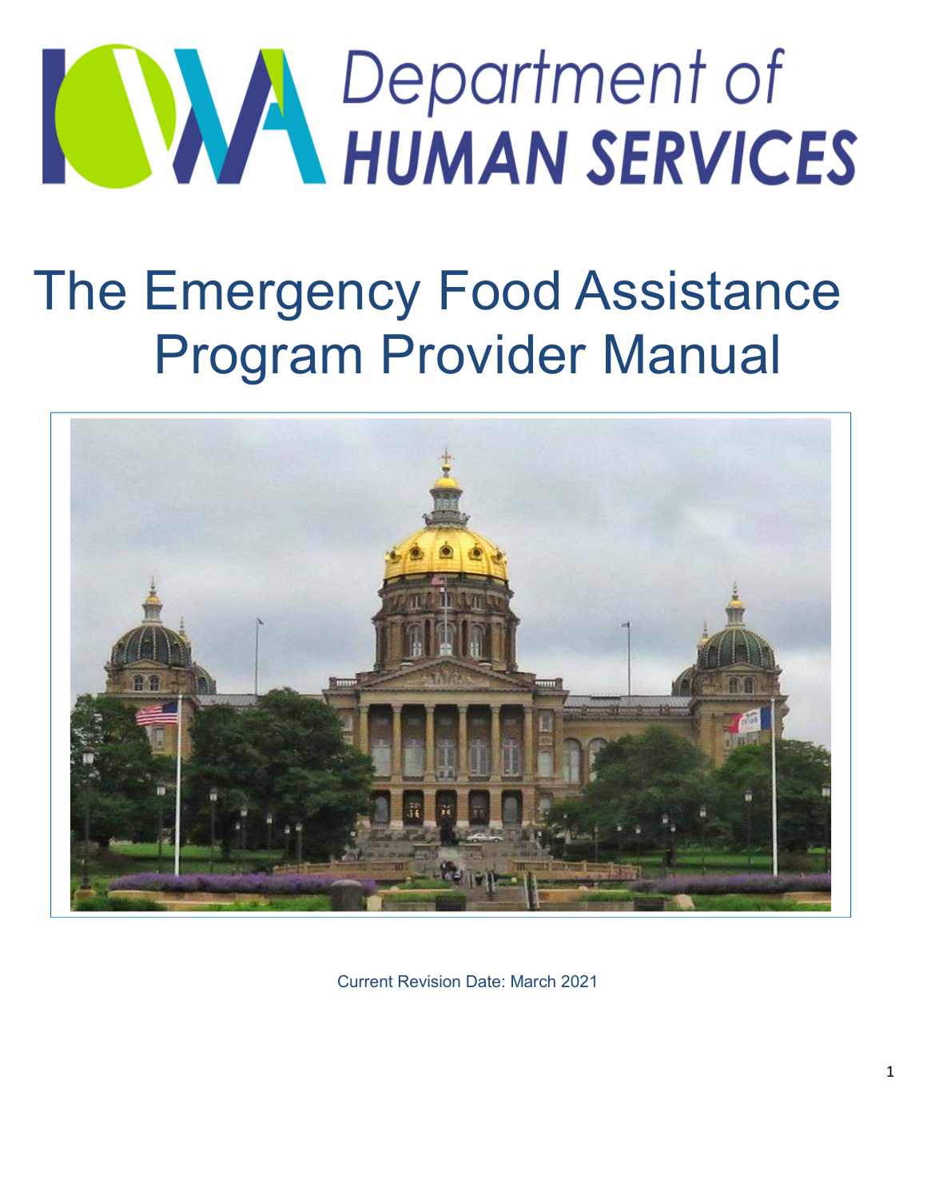# Iowa Department of Human Services

# The Emergency Food Assistance Program Provider Manual

Current Revision Date: March 2021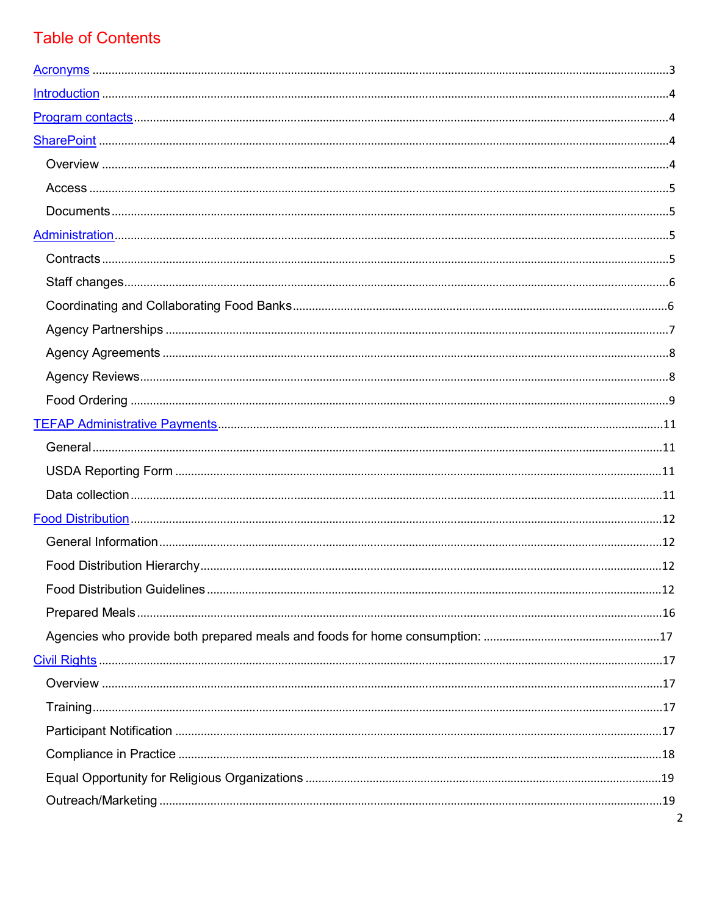# Table of Contents

- [Acronyms](#) ........ 3
- [Introduction](#) ........ 4
- [Program contacts](#) ........ 4
- [SharePoint](#) ........ 4
  - Overview ........ 4
  - Access ........ 5
  - Documents ........ 5
- [Administration](#) ........ 5
  - Contracts ........ 5
  - Staff changes ........ 6
  - Coordinating and Collaborating Food Banks ........ 6
  - Agency Partnerships ........ 7
  - Agency Agreements ........ 8
  - Agency Reviews ........ 8
  - Food Ordering ........ 9
- [TEFAP Administrative Payments](#) ........ 11
  - General ........ 11
  - USDA Reporting Form ........ 11
  - Data collection ........ 11
- [Food Distribution](#) ........ 12
  - General Information ........ 12
  - Food Distribution Hierarchy ........ 12
  - Food Distribution Guidelines ........ 12
  - Prepared Meals ........ 16
  - Agencies who provide both prepared meals and foods for home consumption: ........ 17
- [Civil Rights](#) ........ 17
  - Overview ........ 17
  - Training ........ 17
  - Participant Notification ........ 17
  - Compliance in Practice ........ 18
  - Equal Opportunity for Religious Organizations ........ 19
  - Outreach/Marketing ........ 19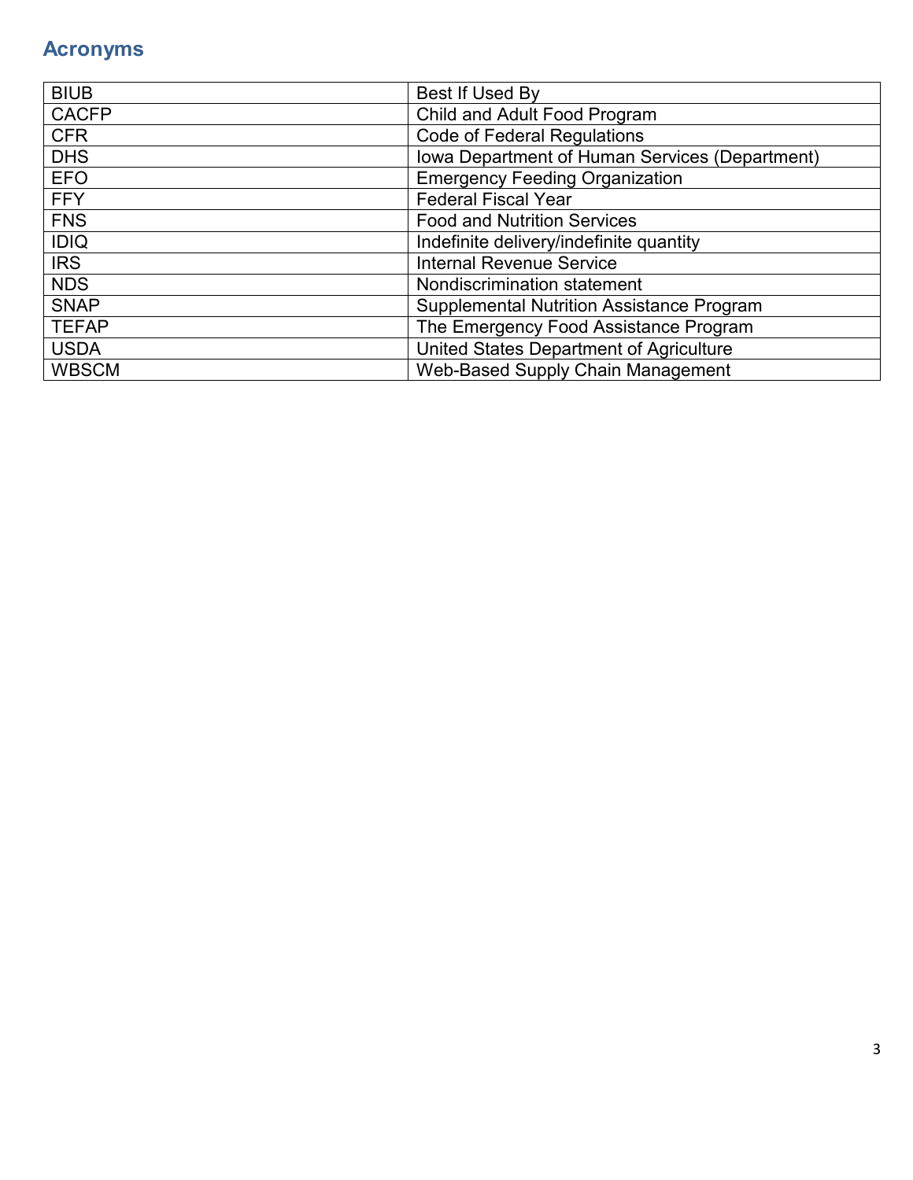## Acronyms

| | |
|---|---|
| BIUB | Best If Used By |
| CACFP | Child and Adult Food Program |
| CFR | Code of Federal Regulations |
| DHS | Iowa Department of Human Services (Department) |
| EFO | Emergency Feeding Organization |
| FFY | Federal Fiscal Year |
| FNS | Food and Nutrition Services |
| IDIQ | Indefinite delivery/indefinite quantity |
| IRS | Internal Revenue Service |
| NDS | Nondiscrimination statement |
| SNAP | Supplemental Nutrition Assistance Program |
| TEFAP | The Emergency Food Assistance Program |
| USDA | United States Department of Agriculture |
| WBSCM | Web-Based Supply Chain Management |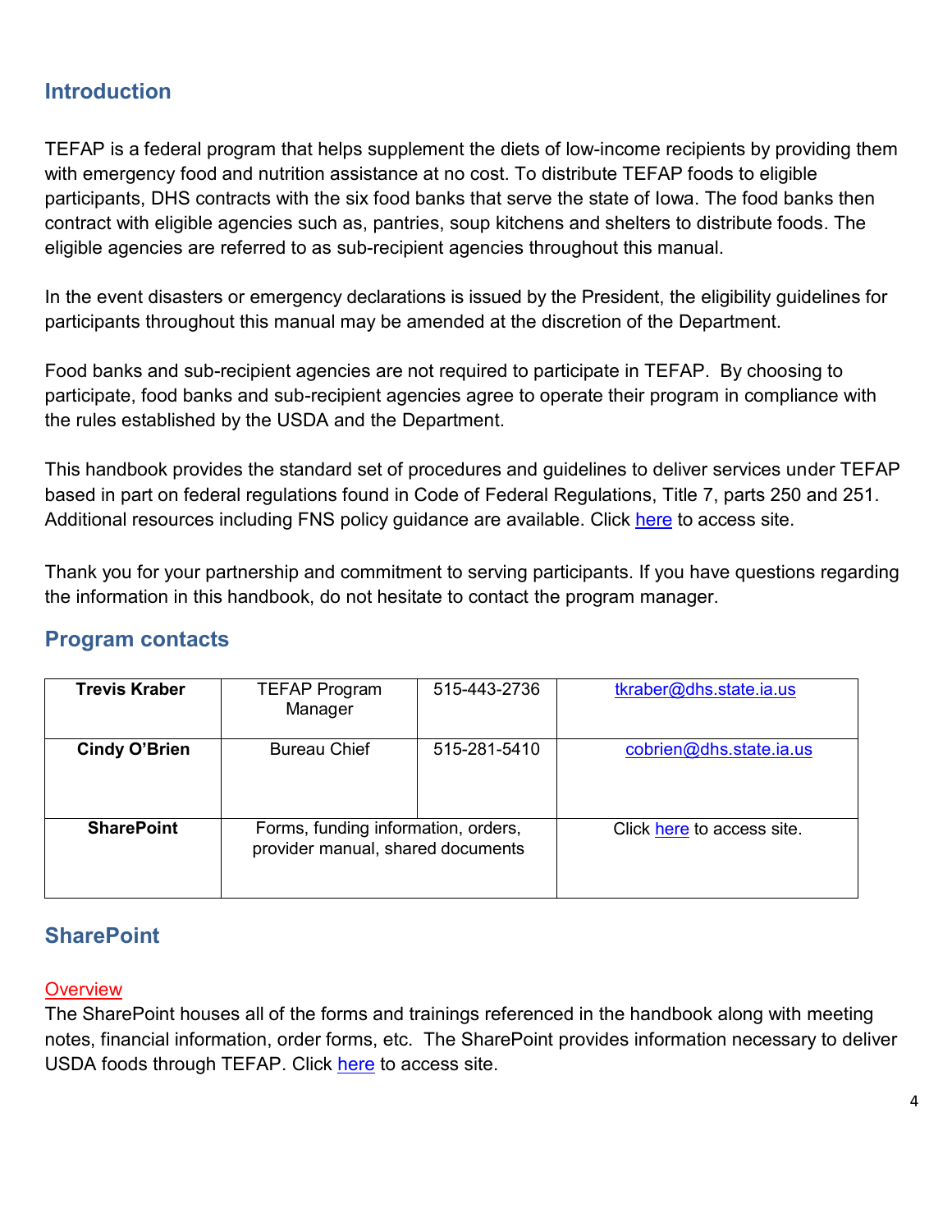## Introduction

TEFAP is a federal program that helps supplement the diets of low-income recipients by providing them with emergency food and nutrition assistance at no cost. To distribute TEFAP foods to eligible participants, DHS contracts with the six food banks that serve the state of Iowa. The food banks then contract with eligible agencies such as, pantries, soup kitchens and shelters to distribute foods. The eligible agencies are referred to as sub-recipient agencies throughout this manual.

In the event disasters or emergency declarations is issued by the President, the eligibility guidelines for participants throughout this manual may be amended at the discretion of the Department.

Food banks and sub-recipient agencies are not required to participate in TEFAP. By choosing to participate, food banks and sub-recipient agencies agree to operate their program in compliance with the rules established by the USDA and the Department.

This handbook provides the standard set of procedures and guidelines to deliver services under TEFAP based in part on federal regulations found in Code of Federal Regulations, Title 7, parts 250 and 251. Additional resources including FNS policy guidance are available. Click here to access site.

Thank you for your partnership and commitment to serving participants. If you have questions regarding the information in this handbook, do not hesitate to contact the program manager.

## Program contacts

| | | | |
|---|---|---|---|
| **Trevis Kraber** | TEFAP Program Manager | 515-443-2736 | tkraber@dhs.state.ia.us |
| **Cindy O'Brien** | Bureau Chief | 515-281-5410 | cobrien@dhs.state.ia.us |
| **SharePoint** | Forms, funding information, orders, provider manual, shared documents | | Click here to access site. |

## SharePoint

### Overview

The SharePoint houses all of the forms and trainings referenced in the handbook along with meeting notes, financial information, order forms, etc. The SharePoint provides information necessary to deliver USDA foods through TEFAP. Click here to access site.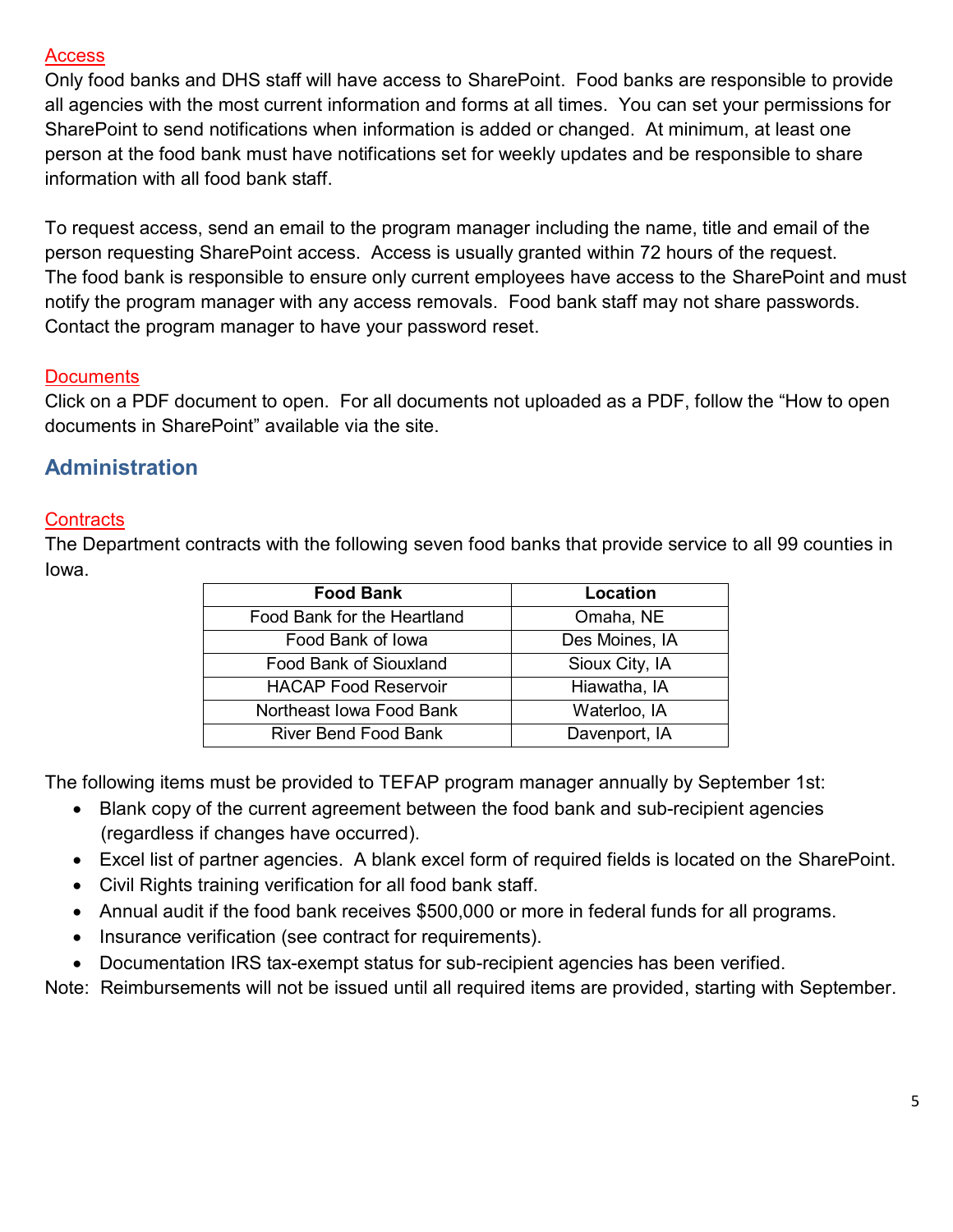### Access

Only food banks and DHS staff will have access to SharePoint. Food banks are responsible to provide all agencies with the most current information and forms at all times. You can set your permissions for SharePoint to send notifications when information is added or changed. At minimum, at least one person at the food bank must have notifications set for weekly updates and be responsible to share information with all food bank staff.

To request access, send an email to the program manager including the name, title and email of the person requesting SharePoint access. Access is usually granted within 72 hours of the request. The food bank is responsible to ensure only current employees have access to the SharePoint and must notify the program manager with any access removals. Food bank staff may not share passwords. Contact the program manager to have your password reset.

### Documents

Click on a PDF document to open. For all documents not uploaded as a PDF, follow the "How to open documents in SharePoint" available via the site.

## Administration

### Contracts

The Department contracts with the following seven food banks that provide service to all 99 counties in Iowa.

| Food Bank | Location |
|---|---|
| Food Bank for the Heartland | Omaha, NE |
| Food Bank of Iowa | Des Moines, IA |
| Food Bank of Siouxland | Sioux City, IA |
| HACAP Food Reservoir | Hiawatha, IA |
| Northeast Iowa Food Bank | Waterloo, IA |
| River Bend Food Bank | Davenport, IA |

The following items must be provided to TEFAP program manager annually by September 1st:

- Blank copy of the current agreement between the food bank and sub-recipient agencies (regardless if changes have occurred).
- Excel list of partner agencies. A blank excel form of required fields is located on the SharePoint.
- Civil Rights training verification for all food bank staff.
- Annual audit if the food bank receives $500,000 or more in federal funds for all programs.
- Insurance verification (see contract for requirements).
- Documentation IRS tax-exempt status for sub-recipient agencies has been verified.

Note: Reimbursements will not be issued until all required items are provided, starting with September.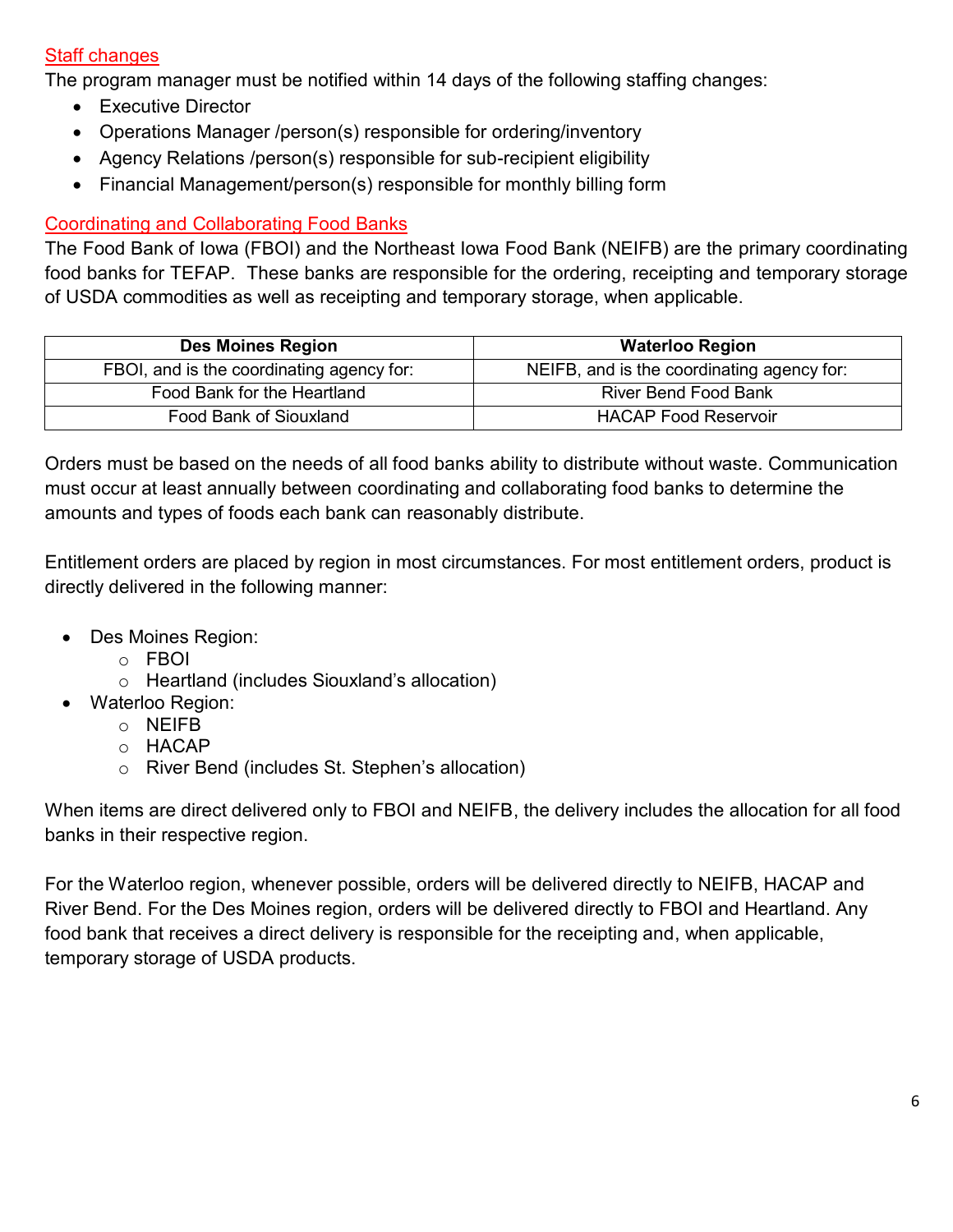## Staff changes

The program manager must be notified within 14 days of the following staffing changes:

- Executive Director
- Operations Manager /person(s) responsible for ordering/inventory
- Agency Relations /person(s) responsible for sub-recipient eligibility
- Financial Management/person(s) responsible for monthly billing form

## Coordinating and Collaborating Food Banks

The Food Bank of Iowa (FBOI) and the Northeast Iowa Food Bank (NEIFB) are the primary coordinating food banks for TEFAP. These banks are responsible for the ordering, receipting and temporary storage of USDA commodities as well as receipting and temporary storage, when applicable.

| Des Moines Region | Waterloo Region |
|---|---|
| FBOI, and is the coordinating agency for: | NEIFB, and is the coordinating agency for: |
| Food Bank for the Heartland | River Bend Food Bank |
| Food Bank of Siouxland | HACAP Food Reservoir |

Orders must be based on the needs of all food banks ability to distribute without waste. Communication must occur at least annually between coordinating and collaborating food banks to determine the amounts and types of foods each bank can reasonably distribute.

Entitlement orders are placed by region in most circumstances. For most entitlement orders, product is directly delivered in the following manner:

- Des Moines Region:
  - FBOI
  - Heartland (includes Siouxland's allocation)
- Waterloo Region:
  - NEIFB
  - HACAP
  - River Bend (includes St. Stephen's allocation)

When items are direct delivered only to FBOI and NEIFB, the delivery includes the allocation for all food banks in their respective region.

For the Waterloo region, whenever possible, orders will be delivered directly to NEIFB, HACAP and River Bend. For the Des Moines region, orders will be delivered directly to FBOI and Heartland. Any food bank that receives a direct delivery is responsible for the receipting and, when applicable, temporary storage of USDA products.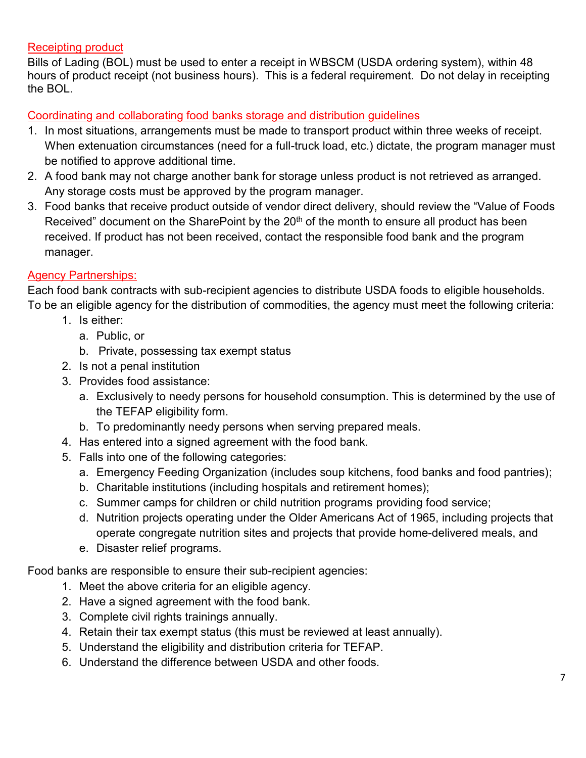## Receipting product

Bills of Lading (BOL) must be used to enter a receipt in WBSCM (USDA ordering system), within 48 hours of product receipt (not business hours). This is a federal requirement. Do not delay in receipting the BOL.

## Coordinating and collaborating food banks storage and distribution guidelines

1. In most situations, arrangements must be made to transport product within three weeks of receipt. When extenuation circumstances (need for a full-truck load, etc.) dictate, the program manager must be notified to approve additional time.
2. A food bank may not charge another bank for storage unless product is not retrieved as arranged. Any storage costs must be approved by the program manager.
3. Food banks that receive product outside of vendor direct delivery, should review the "Value of Foods Received" document on the SharePoint by the 20th of the month to ensure all product has been received. If product has not been received, contact the responsible food bank and the program manager.

## Agency Partnerships:

Each food bank contracts with sub-recipient agencies to distribute USDA foods to eligible households. To be an eligible agency for the distribution of commodities, the agency must meet the following criteria:

1. Is either:
   a. Public, or
   b. Private, possessing tax exempt status
2. Is not a penal institution
3. Provides food assistance:
   a. Exclusively to needy persons for household consumption. This is determined by the use of the TEFAP eligibility form.
   b. To predominantly needy persons when serving prepared meals.
4. Has entered into a signed agreement with the food bank.
5. Falls into one of the following categories:
   a. Emergency Feeding Organization (includes soup kitchens, food banks and food pantries);
   b. Charitable institutions (including hospitals and retirement homes);
   c. Summer camps for children or child nutrition programs providing food service;
   d. Nutrition projects operating under the Older Americans Act of 1965, including projects that operate congregate nutrition sites and projects that provide home-delivered meals, and
   e. Disaster relief programs.

Food banks are responsible to ensure their sub-recipient agencies:

1. Meet the above criteria for an eligible agency.
2. Have a signed agreement with the food bank.
3. Complete civil rights trainings annually.
4. Retain their tax exempt status (this must be reviewed at least annually).
5. Understand the eligibility and distribution criteria for TEFAP.
6. Understand the difference between USDA and other foods.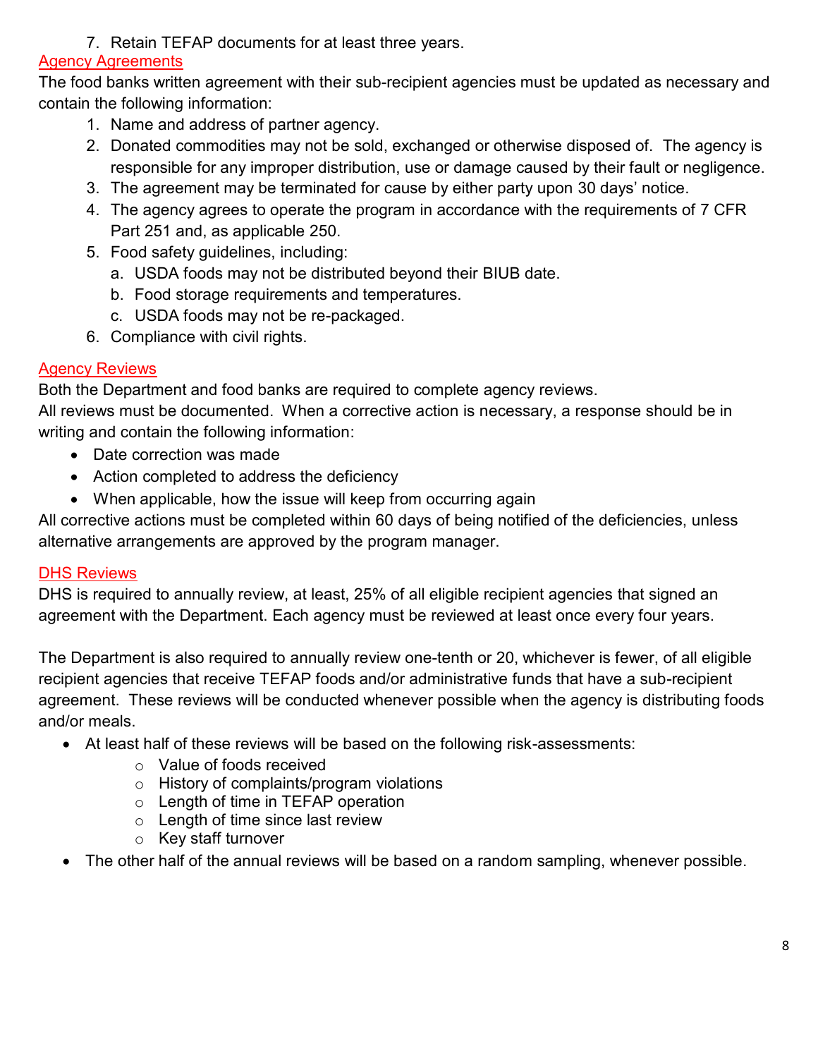7. Retain TEFAP documents for at least three years.

## Agency Agreements

The food banks written agreement with their sub-recipient agencies must be updated as necessary and contain the following information:

1. Name and address of partner agency.
2. Donated commodities may not be sold, exchanged or otherwise disposed of. The agency is responsible for any improper distribution, use or damage caused by their fault or negligence.
3. The agreement may be terminated for cause by either party upon 30 days' notice.
4. The agency agrees to operate the program in accordance with the requirements of 7 CFR Part 251 and, as applicable 250.
5. Food safety guidelines, including:
   a. USDA foods may not be distributed beyond their BIUB date.
   b. Food storage requirements and temperatures.
   c. USDA foods may not be re-packaged.
6. Compliance with civil rights.

## Agency Reviews

Both the Department and food banks are required to complete agency reviews.
All reviews must be documented. When a corrective action is necessary, a response should be in writing and contain the following information:

- Date correction was made
- Action completed to address the deficiency
- When applicable, how the issue will keep from occurring again

All corrective actions must be completed within 60 days of being notified of the deficiencies, unless alternative arrangements are approved by the program manager.

## DHS Reviews

DHS is required to annually review, at least, 25% of all eligible recipient agencies that signed an agreement with the Department. Each agency must be reviewed at least once every four years.

The Department is also required to annually review one-tenth or 20, whichever is fewer, of all eligible recipient agencies that receive TEFAP foods and/or administrative funds that have a sub-recipient agreement. These reviews will be conducted whenever possible when the agency is distributing foods and/or meals.

- At least half of these reviews will be based on the following risk-assessments:
  - Value of foods received
  - History of complaints/program violations
  - Length of time in TEFAP operation
  - Length of time since last review
  - Key staff turnover
- The other half of the annual reviews will be based on a random sampling, whenever possible.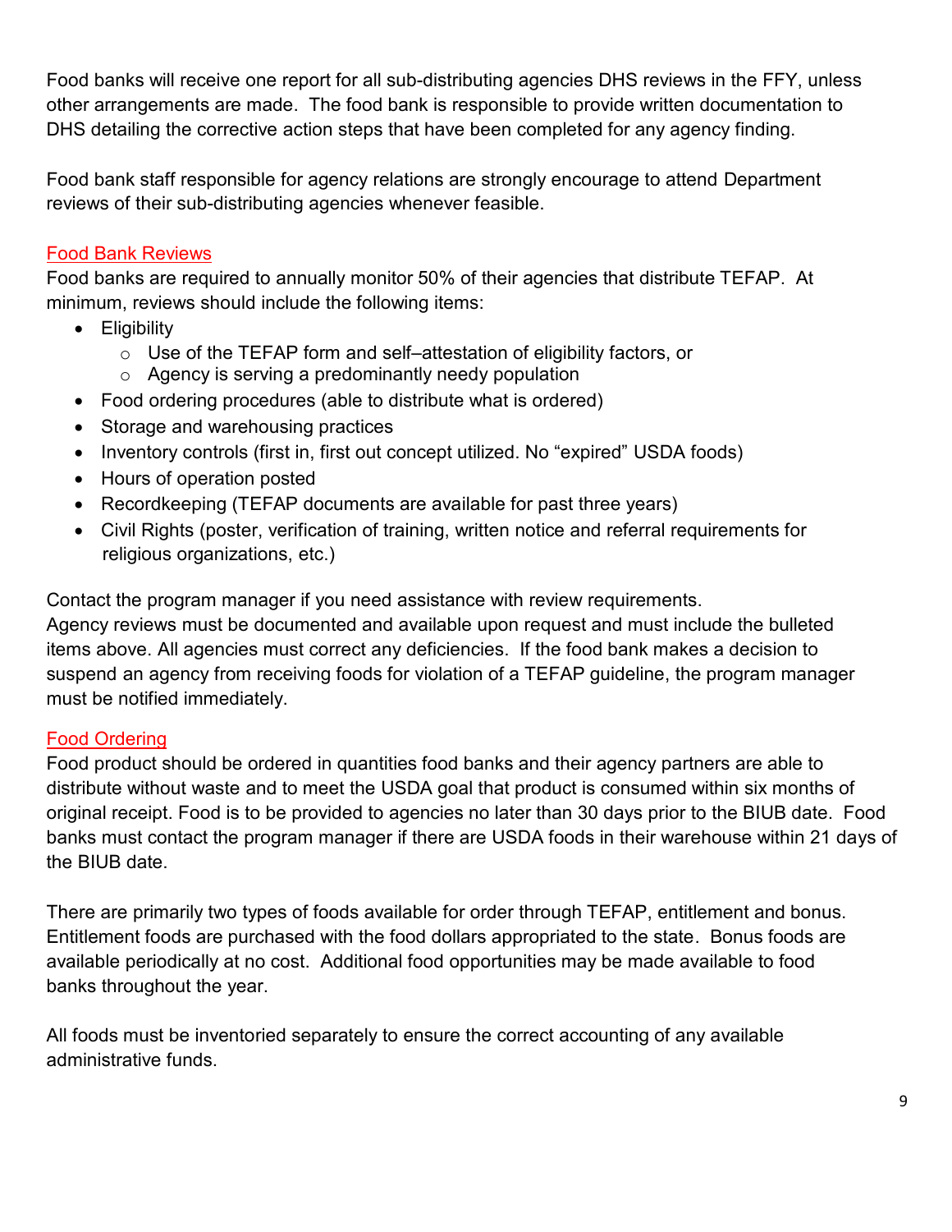Food banks will receive one report for all sub-distributing agencies DHS reviews in the FFY, unless other arrangements are made. The food bank is responsible to provide written documentation to DHS detailing the corrective action steps that have been completed for any agency finding.

Food bank staff responsible for agency relations are strongly encourage to attend Department reviews of their sub-distributing agencies whenever feasible.

## Food Bank Reviews

Food banks are required to annually monitor 50% of their agencies that distribute TEFAP. At minimum, reviews should include the following items:

- Eligibility
  - Use of the TEFAP form and self–attestation of eligibility factors, or
  - Agency is serving a predominantly needy population
- Food ordering procedures (able to distribute what is ordered)
- Storage and warehousing practices
- Inventory controls (first in, first out concept utilized. No "expired" USDA foods)
- Hours of operation posted
- Recordkeeping (TEFAP documents are available for past three years)
- Civil Rights (poster, verification of training, written notice and referral requirements for religious organizations, etc.)

Contact the program manager if you need assistance with review requirements.
Agency reviews must be documented and available upon request and must include the bulleted items above. All agencies must correct any deficiencies. If the food bank makes a decision to suspend an agency from receiving foods for violation of a TEFAP guideline, the program manager must be notified immediately.

## Food Ordering

Food product should be ordered in quantities food banks and their agency partners are able to distribute without waste and to meet the USDA goal that product is consumed within six months of original receipt. Food is to be provided to agencies no later than 30 days prior to the BIUB date. Food banks must contact the program manager if there are USDA foods in their warehouse within 21 days of the BIUB date.

There are primarily two types of foods available for order through TEFAP, entitlement and bonus. Entitlement foods are purchased with the food dollars appropriated to the state. Bonus foods are available periodically at no cost. Additional food opportunities may be made available to food banks throughout the year.

All foods must be inventoried separately to ensure the correct accounting of any available administrative funds.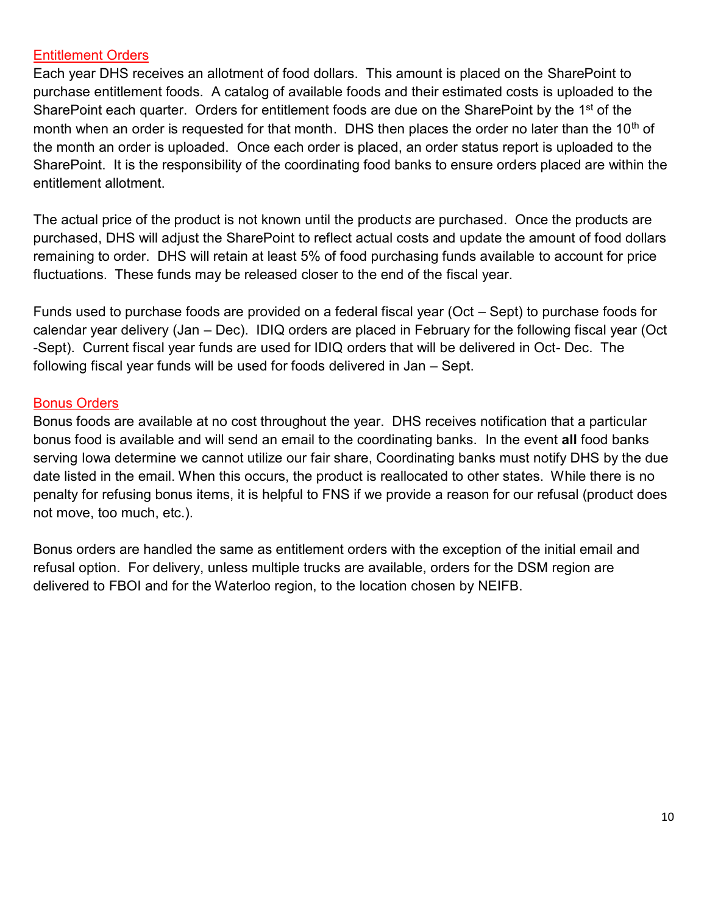## Entitlement Orders

Each year DHS receives an allotment of food dollars. This amount is placed on the SharePoint to purchase entitlement foods. A catalog of available foods and their estimated costs is uploaded to the SharePoint each quarter. Orders for entitlement foods are due on the SharePoint by the 1st of the month when an order is requested for that month. DHS then places the order no later than the 10th of the month an order is uploaded. Once each order is placed, an order status report is uploaded to the SharePoint. It is the responsibility of the coordinating food banks to ensure orders placed are within the entitlement allotment.

The actual price of the product is not known until the products are purchased. Once the products are purchased, DHS will adjust the SharePoint to reflect actual costs and update the amount of food dollars remaining to order. DHS will retain at least 5% of food purchasing funds available to account for price fluctuations. These funds may be released closer to the end of the fiscal year.

Funds used to purchase foods are provided on a federal fiscal year (Oct – Sept) to purchase foods for calendar year delivery (Jan – Dec). IDIQ orders are placed in February for the following fiscal year (Oct -Sept). Current fiscal year funds are used for IDIQ orders that will be delivered in Oct- Dec. The following fiscal year funds will be used for foods delivered in Jan – Sept.

## Bonus Orders

Bonus foods are available at no cost throughout the year. DHS receives notification that a particular bonus food is available and will send an email to the coordinating banks. In the event **all** food banks serving Iowa determine we cannot utilize our fair share, Coordinating banks must notify DHS by the due date listed in the email. When this occurs, the product is reallocated to other states. While there is no penalty for refusing bonus items, it is helpful to FNS if we provide a reason for our refusal (product does not move, too much, etc.).

Bonus orders are handled the same as entitlement orders with the exception of the initial email and refusal option. For delivery, unless multiple trucks are available, orders for the DSM region are delivered to FBOI and for the Waterloo region, to the location chosen by NEIFB.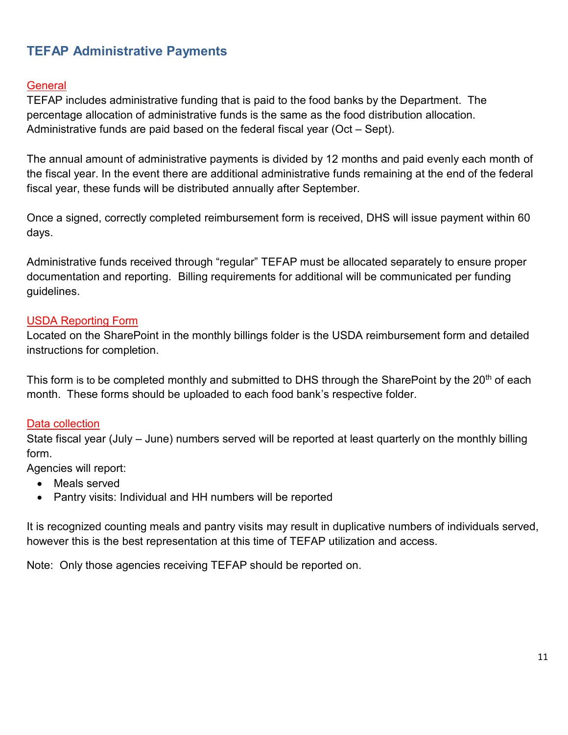## TEFAP Administrative Payments

### General

TEFAP includes administrative funding that is paid to the food banks by the Department. The percentage allocation of administrative funds is the same as the food distribution allocation. Administrative funds are paid based on the federal fiscal year (Oct – Sept).

The annual amount of administrative payments is divided by 12 months and paid evenly each month of the fiscal year. In the event there are additional administrative funds remaining at the end of the federal fiscal year, these funds will be distributed annually after September.

Once a signed, correctly completed reimbursement form is received, DHS will issue payment within 60 days.

Administrative funds received through "regular" TEFAP must be allocated separately to ensure proper documentation and reporting. Billing requirements for additional will be communicated per funding guidelines.

### USDA Reporting Form

Located on the SharePoint in the monthly billings folder is the USDA reimbursement form and detailed instructions for completion.

This form is to be completed monthly and submitted to DHS through the SharePoint by the 20th of each month. These forms should be uploaded to each food bank's respective folder.

### Data collection

State fiscal year (July – June) numbers served will be reported at least quarterly on the monthly billing form.

Agencies will report:

- Meals served
- Pantry visits: Individual and HH numbers will be reported

It is recognized counting meals and pantry visits may result in duplicative numbers of individuals served, however this is the best representation at this time of TEFAP utilization and access.

Note: Only those agencies receiving TEFAP should be reported on.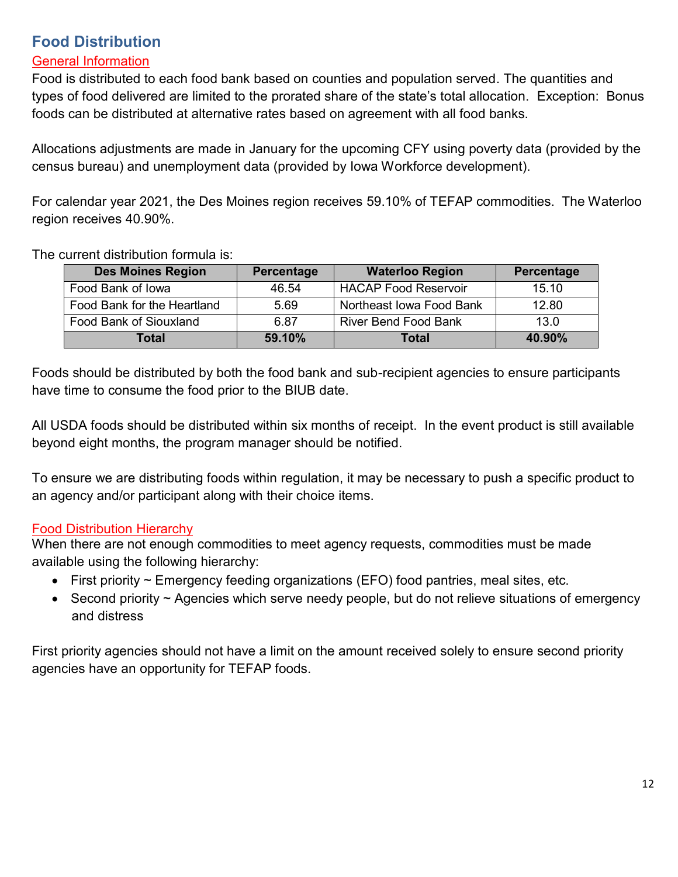## Food Distribution

### General Information

Food is distributed to each food bank based on counties and population served. The quantities and types of food delivered are limited to the prorated share of the state's total allocation. Exception: Bonus foods can be distributed at alternative rates based on agreement with all food banks.

Allocations adjustments are made in January for the upcoming CFY using poverty data (provided by the census bureau) and unemployment data (provided by Iowa Workforce development).

For calendar year 2021, the Des Moines region receives 59.10% of TEFAP commodities. The Waterloo region receives 40.90%.

The current distribution formula is:

| Des Moines Region | Percentage | Waterloo Region | Percentage |
|---|---|---|---|
| Food Bank of Iowa | 46.54 | HACAP Food Reservoir | 15.10 |
| Food Bank for the Heartland | 5.69 | Northeast Iowa Food Bank | 12.80 |
| Food Bank of Siouxland | 6.87 | River Bend Food Bank | 13.0 |
| **Total** | **59.10%** | **Total** | **40.90%** |

Foods should be distributed by both the food bank and sub-recipient agencies to ensure participants have time to consume the food prior to the BIUB date.

All USDA foods should be distributed within six months of receipt. In the event product is still available beyond eight months, the program manager should be notified.

To ensure we are distributing foods within regulation, it may be necessary to push a specific product to an agency and/or participant along with their choice items.

### Food Distribution Hierarchy

When there are not enough commodities to meet agency requests, commodities must be made available using the following hierarchy:

- First priority ~ Emergency feeding organizations (EFO) food pantries, meal sites, etc.
- Second priority ~ Agencies which serve needy people, but do not relieve situations of emergency and distress

First priority agencies should not have a limit on the amount received solely to ensure second priority agencies have an opportunity for TEFAP foods.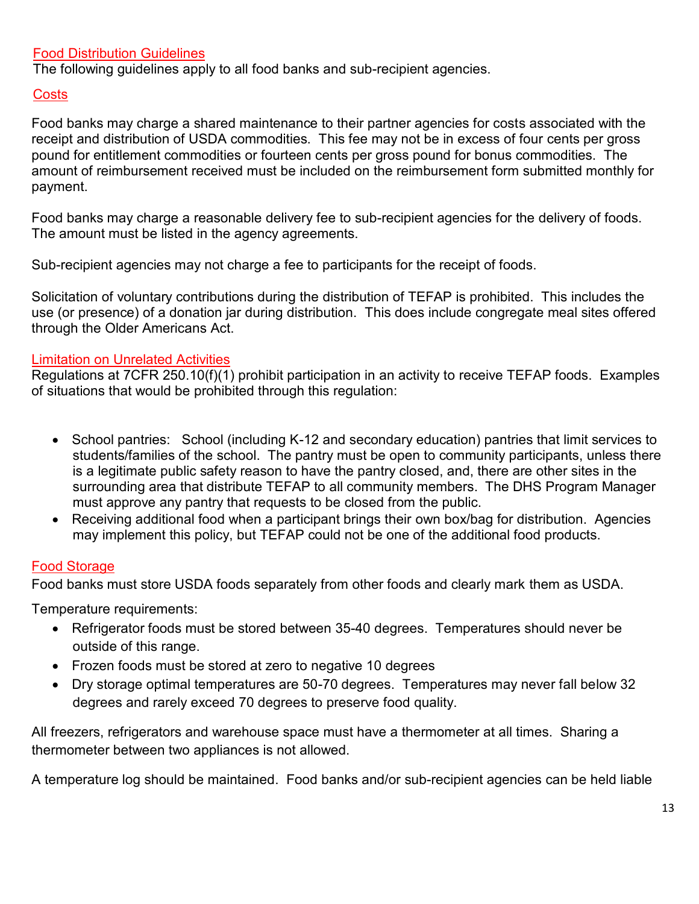## Food Distribution Guidelines

The following guidelines apply to all food banks and sub-recipient agencies.

### Costs

Food banks may charge a shared maintenance to their partner agencies for costs associated with the receipt and distribution of USDA commodities. This fee may not be in excess of four cents per gross pound for entitlement commodities or fourteen cents per gross pound for bonus commodities. The amount of reimbursement received must be included on the reimbursement form submitted monthly for payment.

Food banks may charge a reasonable delivery fee to sub-recipient agencies for the delivery of foods. The amount must be listed in the agency agreements.

Sub-recipient agencies may not charge a fee to participants for the receipt of foods.

Solicitation of voluntary contributions during the distribution of TEFAP is prohibited. This includes the use (or presence) of a donation jar during distribution. This does include congregate meal sites offered through the Older Americans Act.

### Limitation on Unrelated Activities

Regulations at 7CFR 250.10(f)(1) prohibit participation in an activity to receive TEFAP foods. Examples of situations that would be prohibited through this regulation:

- School pantries: School (including K-12 and secondary education) pantries that limit services to students/families of the school. The pantry must be open to community participants, unless there is a legitimate public safety reason to have the pantry closed, and, there are other sites in the surrounding area that distribute TEFAP to all community members. The DHS Program Manager must approve any pantry that requests to be closed from the public.
- Receiving additional food when a participant brings their own box/bag for distribution. Agencies may implement this policy, but TEFAP could not be one of the additional food products.

### Food Storage

Food banks must store USDA foods separately from other foods and clearly mark them as USDA.

Temperature requirements:

- Refrigerator foods must be stored between 35-40 degrees. Temperatures should never be outside of this range.
- Frozen foods must be stored at zero to negative 10 degrees
- Dry storage optimal temperatures are 50-70 degrees. Temperatures may never fall below 32 degrees and rarely exceed 70 degrees to preserve food quality.

All freezers, refrigerators and warehouse space must have a thermometer at all times. Sharing a thermometer between two appliances is not allowed.

A temperature log should be maintained. Food banks and/or sub-recipient agencies can be held liable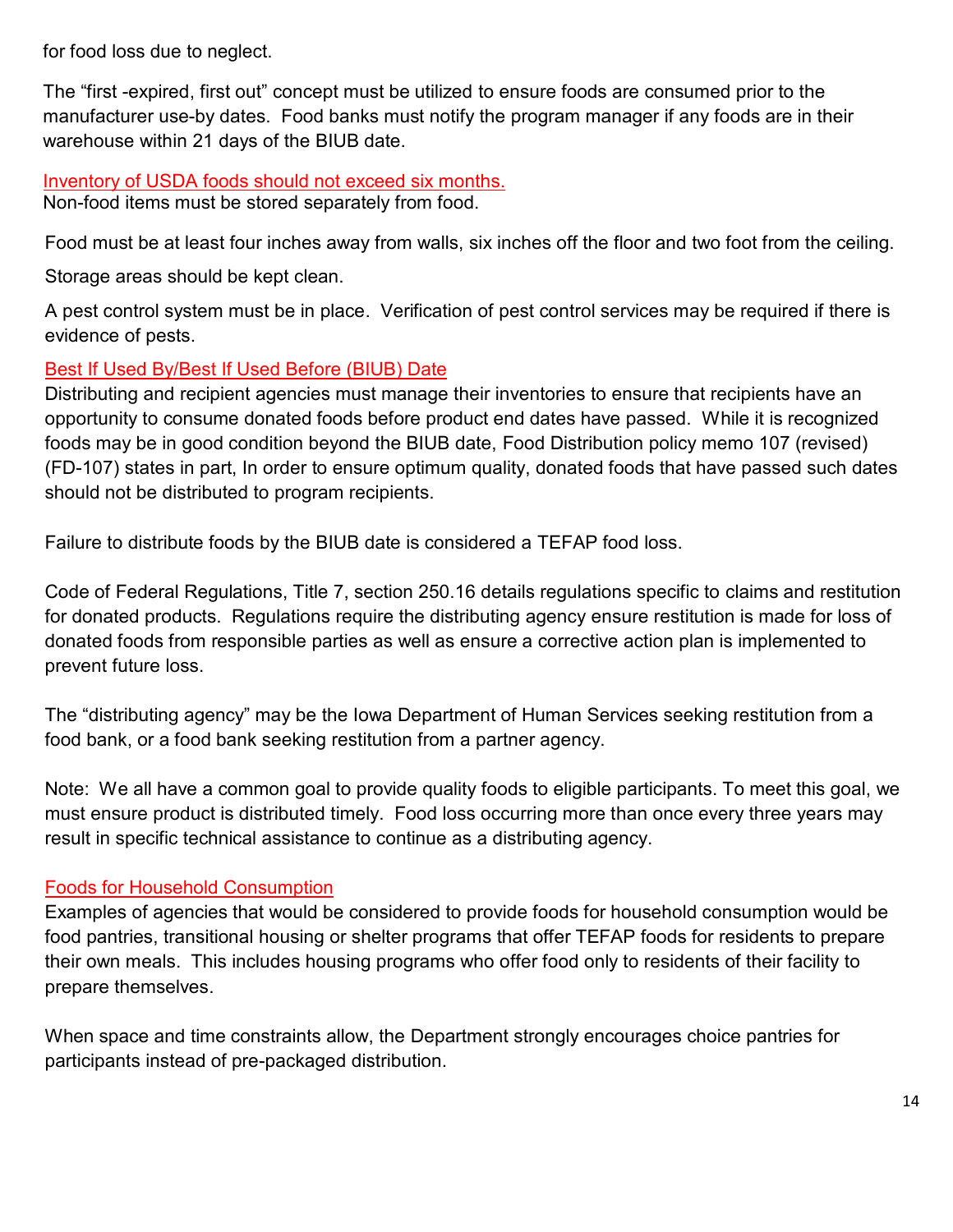for food loss due to neglect.

The "first -expired, first out" concept must be utilized to ensure foods are consumed prior to the manufacturer use-by dates. Food banks must notify the program manager if any foods are in their warehouse within 21 days of the BIUB date.

### Inventory of USDA foods should not exceed six months.

Non-food items must be stored separately from food.

Food must be at least four inches away from walls, six inches off the floor and two foot from the ceiling.

Storage areas should be kept clean.

A pest control system must be in place. Verification of pest control services may be required if there is evidence of pests.

### Best If Used By/Best If Used Before (BIUB) Date

Distributing and recipient agencies must manage their inventories to ensure that recipients have an opportunity to consume donated foods before product end dates have passed. While it is recognized foods may be in good condition beyond the BIUB date, Food Distribution policy memo 107 (revised) (FD-107) states in part, In order to ensure optimum quality, donated foods that have passed such dates should not be distributed to program recipients.

Failure to distribute foods by the BIUB date is considered a TEFAP food loss.

Code of Federal Regulations, Title 7, section 250.16 details regulations specific to claims and restitution for donated products. Regulations require the distributing agency ensure restitution is made for loss of donated foods from responsible parties as well as ensure a corrective action plan is implemented to prevent future loss.

The "distributing agency" may be the Iowa Department of Human Services seeking restitution from a food bank, or a food bank seeking restitution from a partner agency.

Note: We all have a common goal to provide quality foods to eligible participants. To meet this goal, we must ensure product is distributed timely. Food loss occurring more than once every three years may result in specific technical assistance to continue as a distributing agency.

### Foods for Household Consumption

Examples of agencies that would be considered to provide foods for household consumption would be food pantries, transitional housing or shelter programs that offer TEFAP foods for residents to prepare their own meals. This includes housing programs who offer food only to residents of their facility to prepare themselves.

When space and time constraints allow, the Department strongly encourages choice pantries for participants instead of pre-packaged distribution.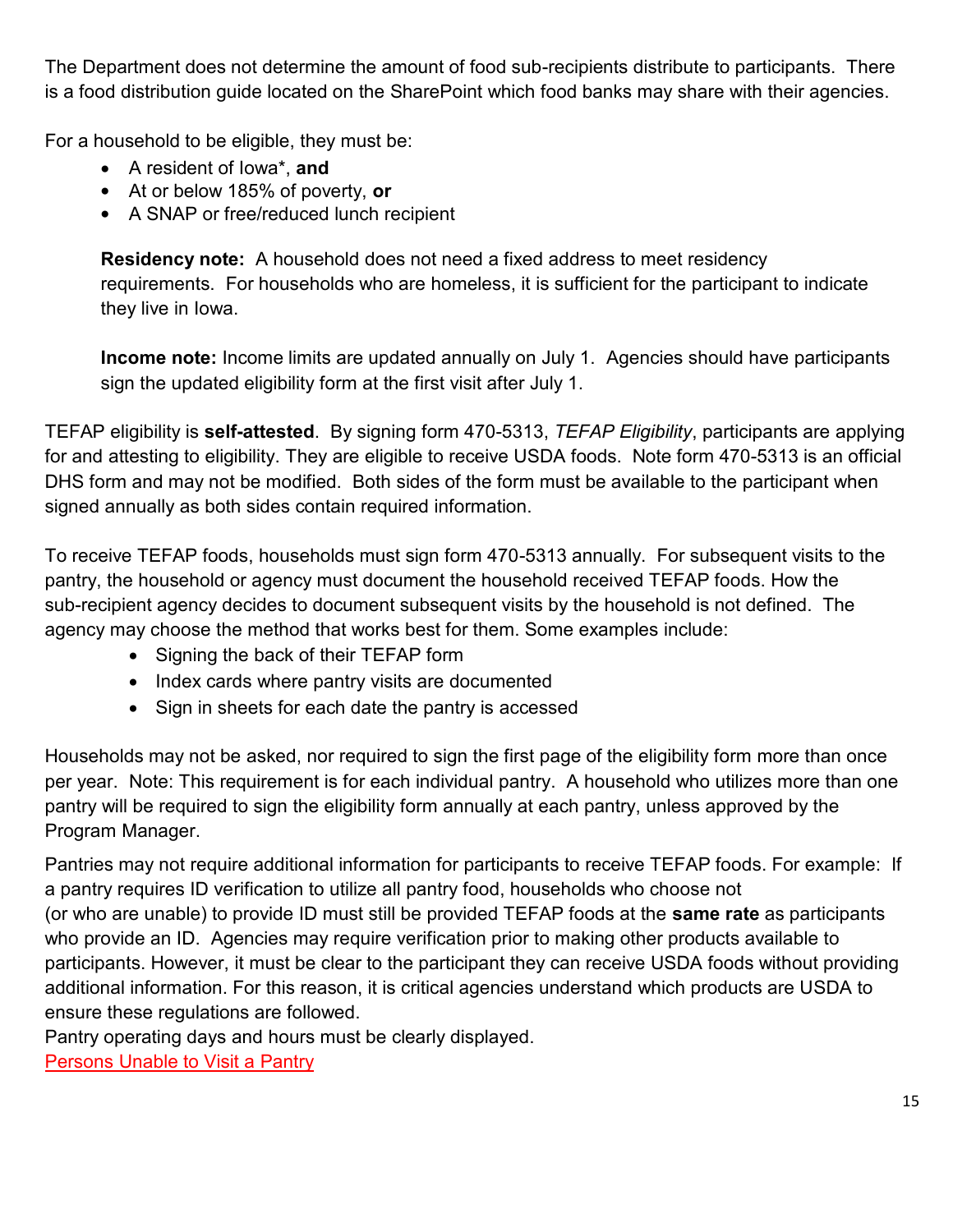The Department does not determine the amount of food sub-recipients distribute to participants. There is a food distribution guide located on the SharePoint which food banks may share with their agencies.

For a household to be eligible, they must be:

- A resident of Iowa*, **and**
- At or below 185% of poverty, **or**
- A SNAP or free/reduced lunch recipient

> **Residency note:** A household does not need a fixed address to meet residency requirements. For households who are homeless, it is sufficient for the participant to indicate they live in Iowa.
>
> **Income note:** Income limits are updated annually on July 1. Agencies should have participants sign the updated eligibility form at the first visit after July 1.

TEFAP eligibility is **self-attested**. By signing form 470-5313, *TEFAP Eligibility*, participants are applying for and attesting to eligibility. They are eligible to receive USDA foods. Note form 470-5313 is an official DHS form and may not be modified. Both sides of the form must be available to the participant when signed annually as both sides contain required information.

To receive TEFAP foods, households must sign form 470-5313 annually. For subsequent visits to the pantry, the household or agency must document the household received TEFAP foods. How the sub-recipient agency decides to document subsequent visits by the household is not defined. The agency may choose the method that works best for them. Some examples include:

- Signing the back of their TEFAP form
- Index cards where pantry visits are documented
- Sign in sheets for each date the pantry is accessed

Households may not be asked, nor required to sign the first page of the eligibility form more than once per year. Note: This requirement is for each individual pantry. A household who utilizes more than one pantry will be required to sign the eligibility form annually at each pantry, unless approved by the Program Manager.

Pantries may not require additional information for participants to receive TEFAP foods. For example: If a pantry requires ID verification to utilize all pantry food, households who choose not (or who are unable) to provide ID must still be provided TEFAP foods at the **same rate** as participants who provide an ID. Agencies may require verification prior to making other products available to participants. However, it must be clear to the participant they can receive USDA foods without providing additional information. For this reason, it is critical agencies understand which products are USDA to ensure these regulations are followed.

Pantry operating days and hours must be clearly displayed.

Persons Unable to Visit a Pantry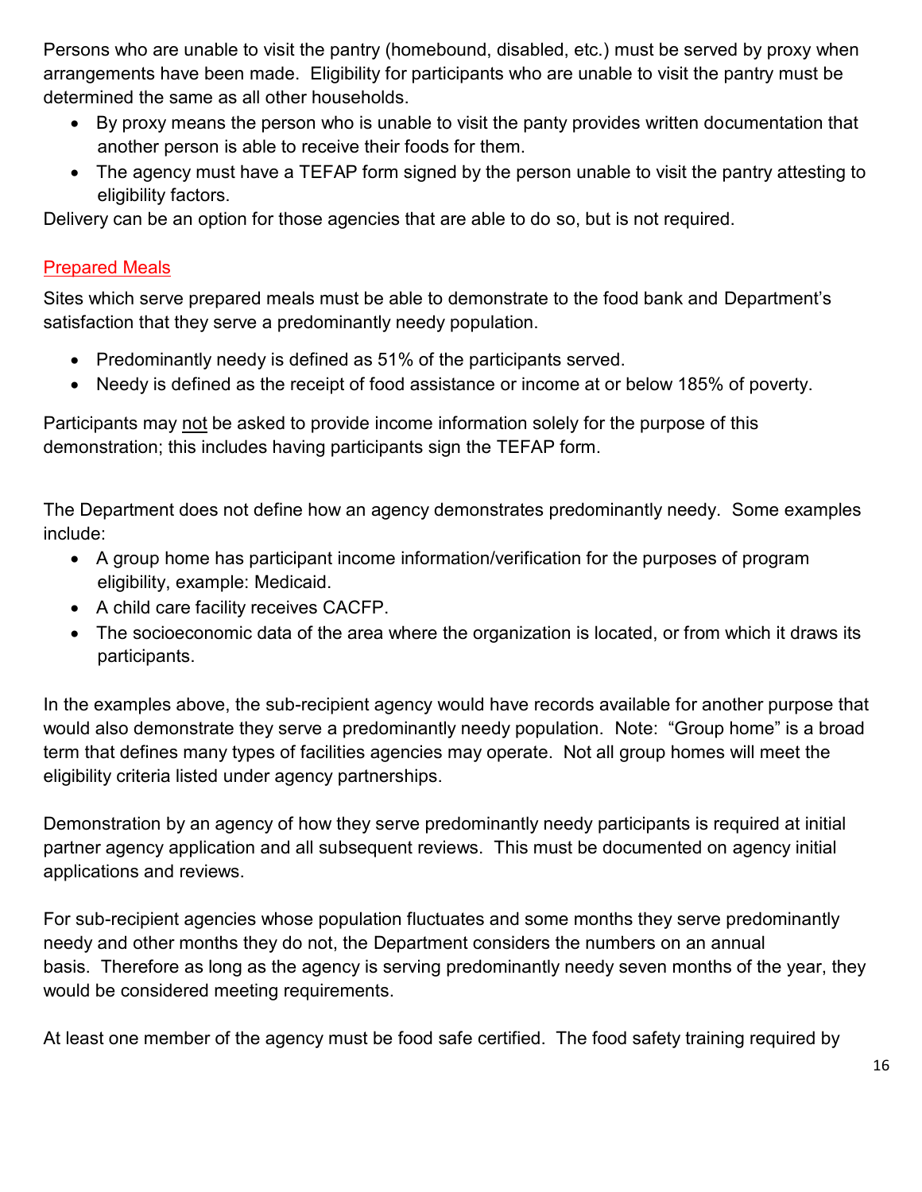Persons who are unable to visit the pantry (homebound, disabled, etc.) must be served by proxy when arrangements have been made. Eligibility for participants who are unable to visit the pantry must be determined the same as all other households.

- By proxy means the person who is unable to visit the panty provides written documentation that another person is able to receive their foods for them.
- The agency must have a TEFAP form signed by the person unable to visit the pantry attesting to eligibility factors.

Delivery can be an option for those agencies that are able to do so, but is not required.

## Prepared Meals

Sites which serve prepared meals must be able to demonstrate to the food bank and Department's satisfaction that they serve a predominantly needy population.

- Predominantly needy is defined as 51% of the participants served.
- Needy is defined as the receipt of food assistance or income at or below 185% of poverty.

Participants may not be asked to provide income information solely for the purpose of this demonstration; this includes having participants sign the TEFAP form.

The Department does not define how an agency demonstrates predominantly needy. Some examples include:

- A group home has participant income information/verification for the purposes of program eligibility, example: Medicaid.
- A child care facility receives CACFP.
- The socioeconomic data of the area where the organization is located, or from which it draws its participants.

In the examples above, the sub-recipient agency would have records available for another purpose that would also demonstrate they serve a predominantly needy population. Note: "Group home" is a broad term that defines many types of facilities agencies may operate. Not all group homes will meet the eligibility criteria listed under agency partnerships.

Demonstration by an agency of how they serve predominantly needy participants is required at initial partner agency application and all subsequent reviews. This must be documented on agency initial applications and reviews.

For sub-recipient agencies whose population fluctuates and some months they serve predominantly needy and other months they do not, the Department considers the numbers on an annual basis. Therefore as long as the agency is serving predominantly needy seven months of the year, they would be considered meeting requirements.

At least one member of the agency must be food safe certified. The food safety training required by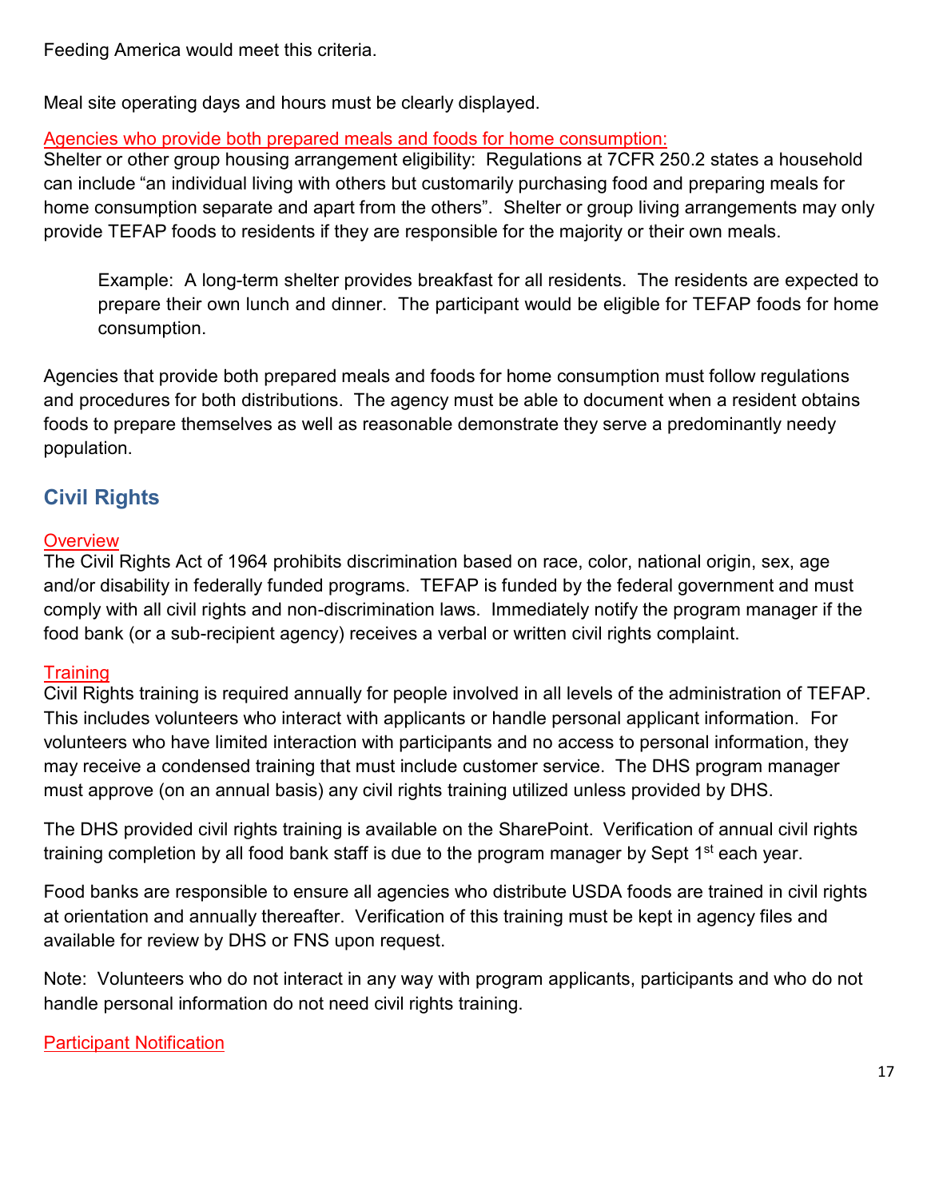Feeding America would meet this criteria.

Meal site operating days and hours must be clearly displayed.

Agencies who provide both prepared meals and foods for home consumption:

Shelter or other group housing arrangement eligibility: Regulations at 7CFR 250.2 states a household can include “an individual living with others but customarily purchasing food and preparing meals for home consumption separate and apart from the others”. Shelter or group living arrangements may only provide TEFAP foods to residents if they are responsible for the majority or their own meals.

> Example: A long-term shelter provides breakfast for all residents. The residents are expected to prepare their own lunch and dinner. The participant would be eligible for TEFAP foods for home consumption.

Agencies that provide both prepared meals and foods for home consumption must follow regulations and procedures for both distributions. The agency must be able to document when a resident obtains foods to prepare themselves as well as reasonable demonstrate they serve a predominantly needy population.

## Civil Rights

Overview

The Civil Rights Act of 1964 prohibits discrimination based on race, color, national origin, sex, age and/or disability in federally funded programs. TEFAP is funded by the federal government and must comply with all civil rights and non-discrimination laws. Immediately notify the program manager if the food bank (or a sub-recipient agency) receives a verbal or written civil rights complaint.

Training

Civil Rights training is required annually for people involved in all levels of the administration of TEFAP. This includes volunteers who interact with applicants or handle personal applicant information. For volunteers who have limited interaction with participants and no access to personal information, they may receive a condensed training that must include customer service. The DHS program manager must approve (on an annual basis) any civil rights training utilized unless provided by DHS.

The DHS provided civil rights training is available on the SharePoint. Verification of annual civil rights training completion by all food bank staff is due to the program manager by Sept 1st each year.

Food banks are responsible to ensure all agencies who distribute USDA foods are trained in civil rights at orientation and annually thereafter. Verification of this training must be kept in agency files and available for review by DHS or FNS upon request.

Note: Volunteers who do not interact in any way with program applicants, participants and who do not handle personal information do not need civil rights training.

Participant Notification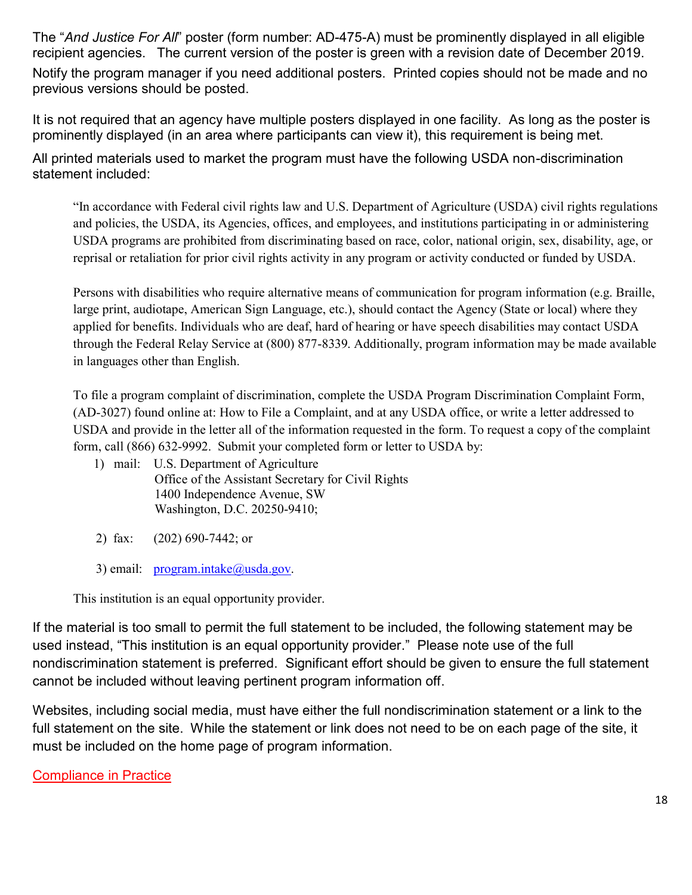The "*And Justice For All*" poster (form number: AD-475-A) must be prominently displayed in all eligible recipient agencies. The current version of the poster is green with a revision date of December 2019. Notify the program manager if you need additional posters. Printed copies should not be made and no previous versions should be posted.

It is not required that an agency have multiple posters displayed in one facility. As long as the poster is prominently displayed (in an area where participants can view it), this requirement is being met.

All printed materials used to market the program must have the following USDA non-discrimination statement included:

> "In accordance with Federal civil rights law and U.S. Department of Agriculture (USDA) civil rights regulations and policies, the USDA, its Agencies, offices, and employees, and institutions participating in or administering USDA programs are prohibited from discriminating based on race, color, national origin, sex, disability, age, or reprisal or retaliation for prior civil rights activity in any program or activity conducted or funded by USDA.
>
> Persons with disabilities who require alternative means of communication for program information (e.g. Braille, large print, audiotape, American Sign Language, etc.), should contact the Agency (State or local) where they applied for benefits. Individuals who are deaf, hard of hearing or have speech disabilities may contact USDA through the Federal Relay Service at (800) 877-8339. Additionally, program information may be made available in languages other than English.
>
> To file a program complaint of discrimination, complete the USDA Program Discrimination Complaint Form, (AD-3027) found online at: How to File a Complaint, and at any USDA office, or write a letter addressed to USDA and provide in the letter all of the information requested in the form. To request a copy of the complaint form, call (866) 632-9992. Submit your completed form or letter to USDA by:
>
> 1) mail: U.S. Department of Agriculture
>    Office of the Assistant Secretary for Civil Rights
>    1400 Independence Avenue, SW
>    Washington, D.C. 20250-9410;
>
> 2) fax: (202) 690-7442; or
>
> 3) email: program.intake@usda.gov.
>
> This institution is an equal opportunity provider.

If the material is too small to permit the full statement to be included, the following statement may be used instead, "This institution is an equal opportunity provider." Please note use of the full nondiscrimination statement is preferred. Significant effort should be given to ensure the full statement cannot be included without leaving pertinent program information off.

Websites, including social media, must have either the full nondiscrimination statement or a link to the full statement on the site. While the statement or link does not need to be on each page of the site, it must be included on the home page of program information.

Compliance in Practice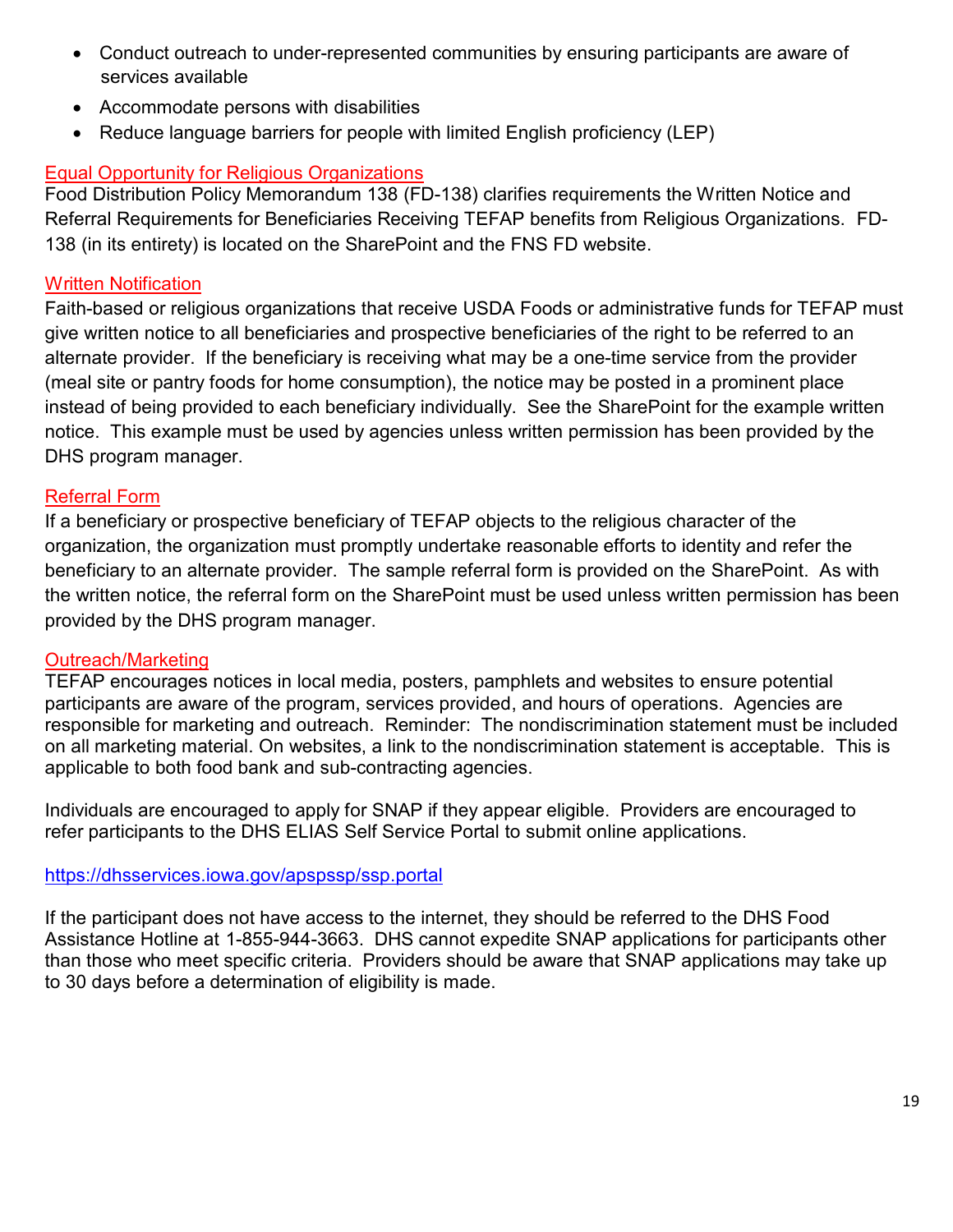- Conduct outreach to under-represented communities by ensuring participants are aware of services available
- Accommodate persons with disabilities
- Reduce language barriers for people with limited English proficiency (LEP)

## Equal Opportunity for Religious Organizations

Food Distribution Policy Memorandum 138 (FD-138) clarifies requirements the Written Notice and Referral Requirements for Beneficiaries Receiving TEFAP benefits from Religious Organizations. FD-138 (in its entirety) is located on the SharePoint and the FNS FD website.

## Written Notification

Faith-based or religious organizations that receive USDA Foods or administrative funds for TEFAP must give written notice to all beneficiaries and prospective beneficiaries of the right to be referred to an alternate provider. If the beneficiary is receiving what may be a one-time service from the provider (meal site or pantry foods for home consumption), the notice may be posted in a prominent place instead of being provided to each beneficiary individually. See the SharePoint for the example written notice. This example must be used by agencies unless written permission has been provided by the DHS program manager.

## Referral Form

If a beneficiary or prospective beneficiary of TEFAP objects to the religious character of the organization, the organization must promptly undertake reasonable efforts to identity and refer the beneficiary to an alternate provider. The sample referral form is provided on the SharePoint. As with the written notice, the referral form on the SharePoint must be used unless written permission has been provided by the DHS program manager.

## Outreach/Marketing

TEFAP encourages notices in local media, posters, pamphlets and websites to ensure potential participants are aware of the program, services provided, and hours of operations. Agencies are responsible for marketing and outreach. Reminder: The nondiscrimination statement must be included on all marketing material. On websites, a link to the nondiscrimination statement is acceptable. This is applicable to both food bank and sub-contracting agencies.

Individuals are encouraged to apply for SNAP if they appear eligible. Providers are encouraged to refer participants to the DHS ELIAS Self Service Portal to submit online applications.

https://dhsservices.iowa.gov/apspssp/ssp.portal

If the participant does not have access to the internet, they should be referred to the DHS Food Assistance Hotline at 1-855-944-3663. DHS cannot expedite SNAP applications for participants other than those who meet specific criteria. Providers should be aware that SNAP applications may take up to 30 days before a determination of eligibility is made.